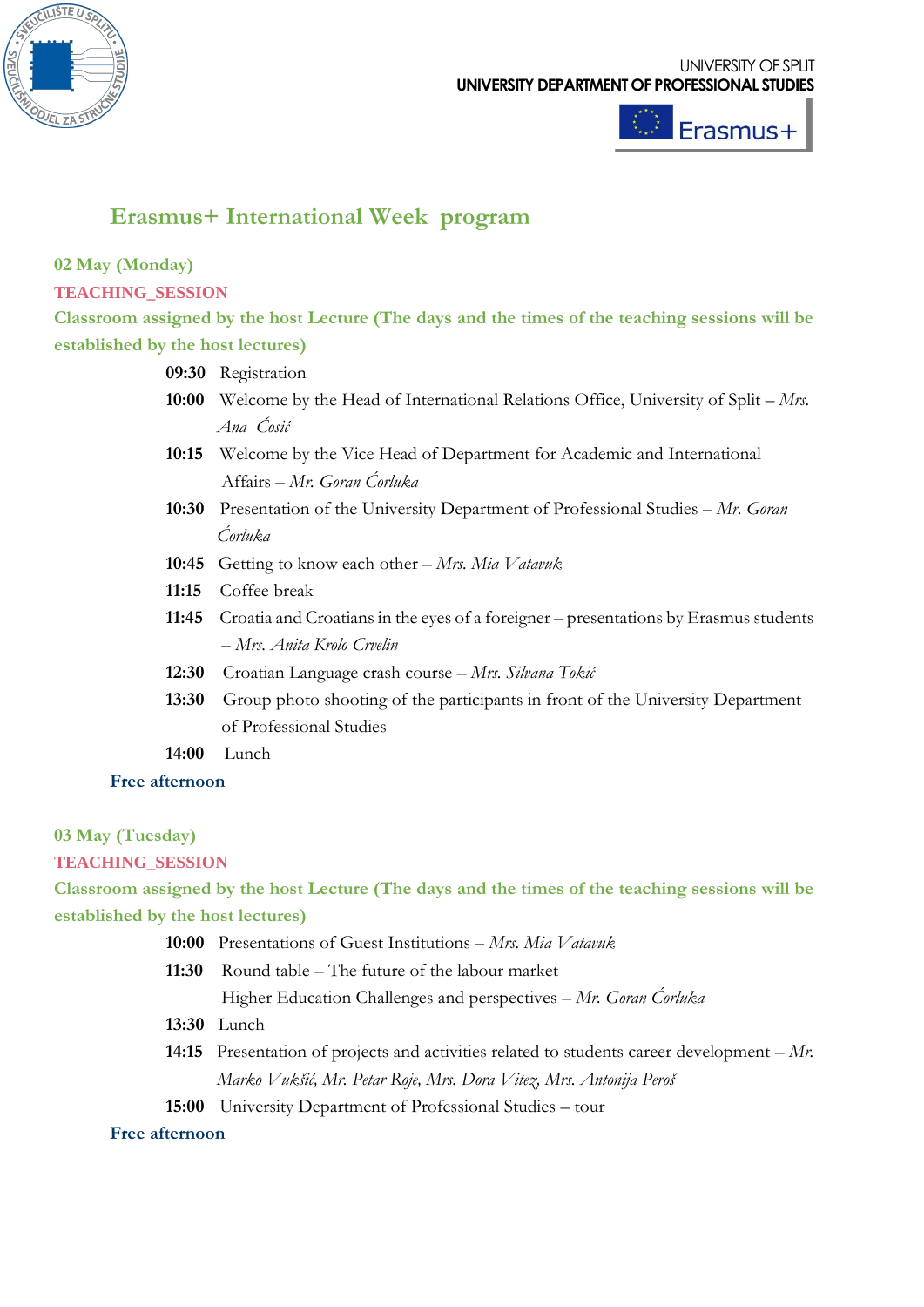UNIVERSITY OF SPLIT
**UNIVERSITY DEPARTMENT OF PROFESSIONAL STUDIES**

Erasmus+

# Erasmus+ International Week program

**02 May (Monday)**

**TEACHING_SESSION**

**Classroom assigned by the host Lecture (The days and the times of the teaching sessions will be established by the host lectures)**

**09:30** Registration

**10:00** Welcome by the Head of International Relations Office, University of Split – *Mrs. Ana Ćosić*

**10:15** Welcome by the Vice Head of Department for Academic and International Affairs – *Mr. Goran Ćorluka*

**10:30** Presentation of the University Department of Professional Studies – *Mr. Goran Ćorluka*

**10:45** Getting to know each other – *Mrs. Mia Vatavuk*

**11:15** Coffee break

**11:45** Croatia and Croatians in the eyes of a foreigner – presentations by Erasmus students – *Mrs. Anita Krolo Crvelin*

**12:30** Croatian Language crash course – *Mrs. Silvana Tokić*

**13:30** Group photo shooting of the participants in front of the University Department of Professional Studies

**14:00** Lunch

**Free afternoon**

**03 May (Tuesday)**

**TEACHING_SESSION**

**Classroom assigned by the host Lecture (The days and the times of the teaching sessions will be established by the host lectures)**

**10:00** Presentations of Guest Institutions – *Mrs. Mia Vatavuk*

**11:30** Round table – The future of the labour market
Higher Education Challenges and perspectives – *Mr. Goran Ćorluka*

**13:30** Lunch

**14:15** Presentation of projects and activities related to students career development – *Mr. Marko Vukšić, Mr. Petar Roje, Mrs. Dora Vitez, Mrs. Antonija Peroš*

**15:00** University Department of Professional Studies – tour

**Free afternoon**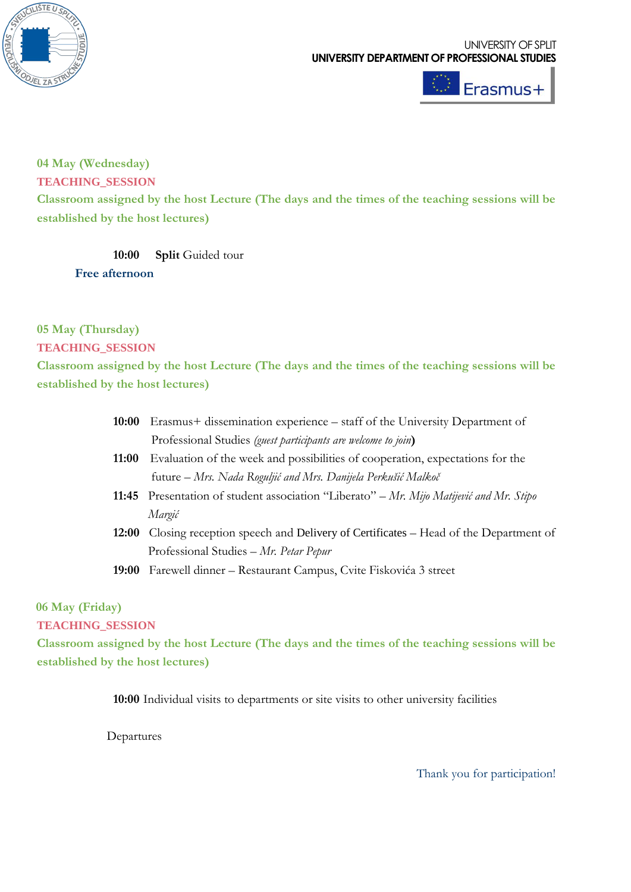UNIVERSITY OF SPLIT
**UNIVERSITY DEPARTMENT OF PROFESSIONAL STUDIES**

Erasmus+

## 04 May (Wednesday)

**TEACHING_SESSION**

**Classroom assigned by the host Lecture (The days and the times of the teaching sessions will be established by the host lectures)**

**10:00** **Split** Guided tour

**Free afternoon**

## 05 May (Thursday)

**TEACHING_SESSION**

**Classroom assigned by the host Lecture (The days and the times of the teaching sessions will be established by the host lectures)**

**10:00** Erasmus+ dissemination experience – staff of the University Department of Professional Studies *(guest participants are welcome to join)*

**11:00** Evaluation of the week and possibilities of cooperation, expectations for the future – *Mrs. Nada Roguljić and Mrs. Danijela Perkušić Malkoč*

**11:45** Presentation of student association "Liberato" – *Mr. Mijo Matijević and Mr. Stipo Margić*

**12:00** Closing reception speech and Delivery of Certificates – Head of the Department of Professional Studies – *Mr. Petar Pepur*

**19:00** Farewell dinner – Restaurant Campus, Cvite Fiskovića 3 street

## 06 May (Friday)

**TEACHING_SESSION**

**Classroom assigned by the host Lecture (The days and the times of the teaching sessions will be established by the host lectures)**

**10:00** Individual visits to departments or site visits to other university facilities

Departures

Thank you for participation!